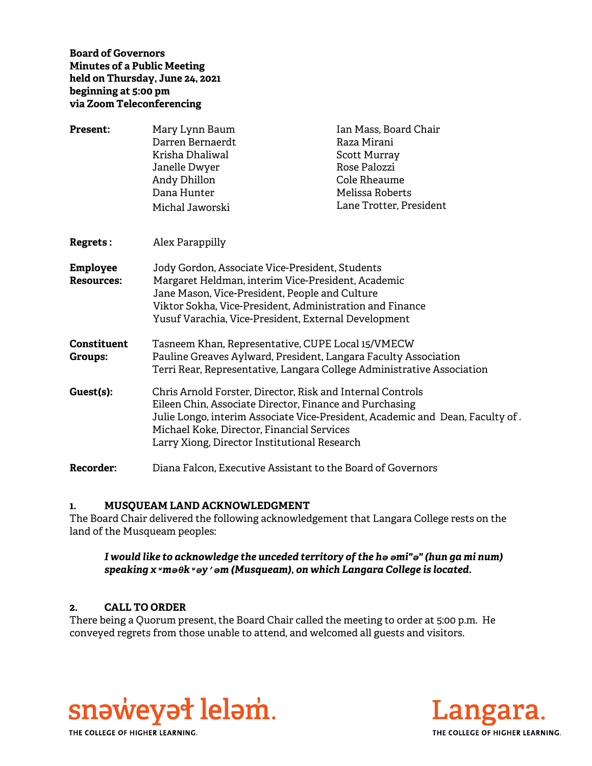**Board of Governors**
**Minutes of a Public Meeting**
**held on Thursday, June 24, 2021**
**beginning at 5:00 pm**
**via Zoom Teleconferencing**

| | | |
|---|---|---|
| **Present:** | Mary Lynn Baum | Ian Mass, Board Chair |
| | Darren Bernaerdt | Raza Mirani |
| | Krisha Dhaliwal | Scott Murray |
| | Janelle Dwyer | Rose Palozzi |
| | Andy Dhillon | Cole Rheaume |
| | Dana Hunter | Melissa Roberts |
| | Michal Jaworski | Lane Trotter, President |

**Regrets :** Alex Parappilly

**Employee Resources:**
Jody Gordon, Associate Vice-President, Students
Margaret Heldman, interim Vice-President, Academic
Jane Mason, Vice-President, People and Culture
Viktor Sokha, Vice-President, Administration and Finance
Yusuf Varachia, Vice-President, External Development

**Constituent Groups:**
Tasneem Khan, Representative, CUPE Local 15/VMECW
Pauline Greaves Aylward, President, Langara Faculty Association
Terri Rear, Representative, Langara College Administrative Association

**Guest(s):**
Chris Arnold Forster, Director, Risk and Internal Controls
Eileen Chin, Associate Director, Finance and Purchasing
Julie Longo, interim Associate Vice-President, Academic and Dean, Faculty of A
Michael Koke, Director, Financial Services
Larry Xiong, Director Institutional Research

**Recorder:** Diana Falcon, Executive Assistant to the Board of Governors

## 1. MUSQUEAM LAND ACKNOWLEDGMENT

The Board Chair delivered the following acknowledgement that Langara College rests on the land of the Musqueam peoples:

> ***I would like to acknowledge the unceded territory of the hə əmi"ə" (hun ga mi num) speaking xʷməθkʷəy̓ əm (Musqueam), on which Langara College is located.***

## 2. CALL TO ORDER

There being a Quorum present, the Board Chair called the meeting to order at 5:00 p.m. He conveyed regrets from those unable to attend, and welcomed all guests and visitors.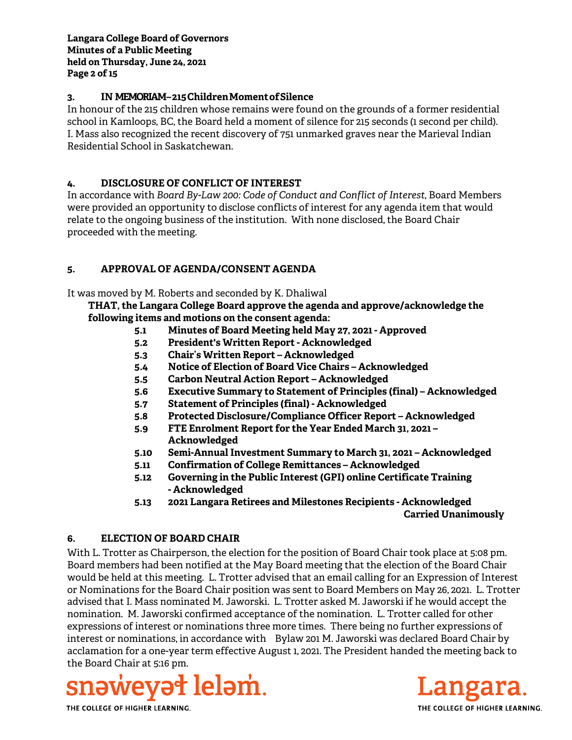### 3. IN MEMORIAM – 215 Children Moment of Silence

In honour of the 215 children whose remains were found on the grounds of a former residential school in Kamloops, BC, the Board held a moment of silence for 215 seconds (1 second per child). I. Mass also recognized the recent discovery of 751 unmarked graves near the Marieval Indian Residential School in Saskatchewan.

### 4. DISCLOSURE OF CONFLICT OF INTEREST

In accordance with *Board By-Law 200: Code of Conduct and Conflict of Interest*, Board Members were provided an opportunity to disclose conflicts of interest for any agenda item that would relate to the ongoing business of the institution. With none disclosed, the Board Chair proceeded with the meeting.

### 5. APPROVAL OF AGENDA/CONSENT AGENDA

It was moved by M. Roberts and seconded by K. Dhaliwal

**THAT, the Langara College Board approve the agenda and approve/acknowledge the following items and motions on the consent agenda:**

- **5.1 Minutes of Board Meeting held May 27, 2021 - Approved**
- **5.2 President's Written Report - Acknowledged**
- **5.3 Chair's Written Report – Acknowledged**
- **5.4 Notice of Election of Board Vice Chairs – Acknowledged**
- **5.5 Carbon Neutral Action Report – Acknowledged**
- **5.6 Executive Summary to Statement of Principles (final) – Acknowledged**
- **5.7 Statement of Principles (final) - Acknowledged**
- **5.8 Protected Disclosure/Compliance Officer Report – Acknowledged**
- **5.9 FTE Enrolment Report for the Year Ended March 31, 2021 – Acknowledged**
- **5.10 Semi-Annual Investment Summary to March 31, 2021 – Acknowledged**
- **5.11 Confirmation of College Remittances – Acknowledged**
- **5.12 Governing in the Public Interest (GPI) online Certificate Training - Acknowledged**
- **5.13 2021 Langara Retirees and Milestones Recipients - Acknowledged**

**Carried Unanimously**

### 6. ELECTION OF BOARD CHAIR

With L. Trotter as Chairperson, the election for the position of Board Chair took place at 5:08 pm. Board members had been notified at the May Board meeting that the election of the Board Chair would be held at this meeting. L. Trotter advised that an email calling for an Expression of Interest or Nominations for the Board Chair position was sent to Board Members on May 26, 2021. L. Trotter advised that I. Mass nominated M. Jaworski. L. Trotter asked M. Jaworski if he would accept the nomination. M. Jaworski confirmed acceptance of the nomination. L. Trotter called for other expressions of interest or nominations three more times. There being no further expressions of interest or nominations, in accordance with Bylaw 201 M. Jaworski was declared Board Chair by acclamation for a one-year term effective August 1, 2021. The President handed the meeting back to the Board Chair at 5:16 pm.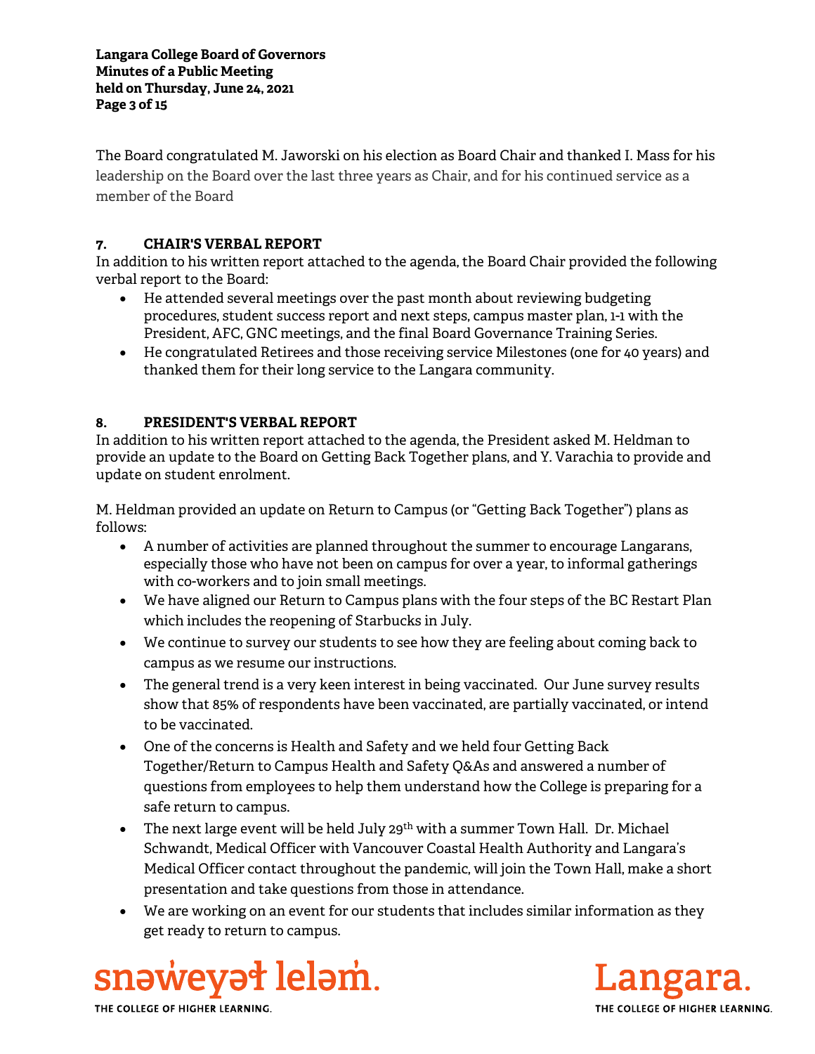The Board congratulated M. Jaworski on his election as Board Chair and thanked I. Mass for his leadership on the Board over the last three years as Chair, and for his continued service as a member of the Board

## 7. CHAIR'S VERBAL REPORT

In addition to his written report attached to the agenda, the Board Chair provided the following verbal report to the Board:

- He attended several meetings over the past month about reviewing budgeting procedures, student success report and next steps, campus master plan, 1-1 with the President, AFC, GNC meetings, and the final Board Governance Training Series.
- He congratulated Retirees and those receiving service Milestones (one for 40 years) and thanked them for their long service to the Langara community.

## 8. PRESIDENT'S VERBAL REPORT

In addition to his written report attached to the agenda, the President asked M. Heldman to provide an update to the Board on Getting Back Together plans, and Y. Varachia to provide and update on student enrolment.

M. Heldman provided an update on Return to Campus (or "Getting Back Together") plans as follows:

- A number of activities are planned throughout the summer to encourage Langarans, especially those who have not been on campus for over a year, to informal gatherings with co-workers and to join small meetings.
- We have aligned our Return to Campus plans with the four steps of the BC Restart Plan which includes the reopening of Starbucks in July.
- We continue to survey our students to see how they are feeling about coming back to campus as we resume our instructions.
- The general trend is a very keen interest in being vaccinated. Our June survey results show that 85% of respondents have been vaccinated, are partially vaccinated, or intend to be vaccinated.
- One of the concerns is Health and Safety and we held four Getting Back Together/Return to Campus Health and Safety Q&As and answered a number of questions from employees to help them understand how the College is preparing for a safe return to campus.
- The next large event will be held July 29th with a summer Town Hall. Dr. Michael Schwandt, Medical Officer with Vancouver Coastal Health Authority and Langara's Medical Officer contact throughout the pandemic, will join the Town Hall, make a short presentation and take questions from those in attendance.
- We are working on an event for our students that includes similar information as they get ready to return to campus.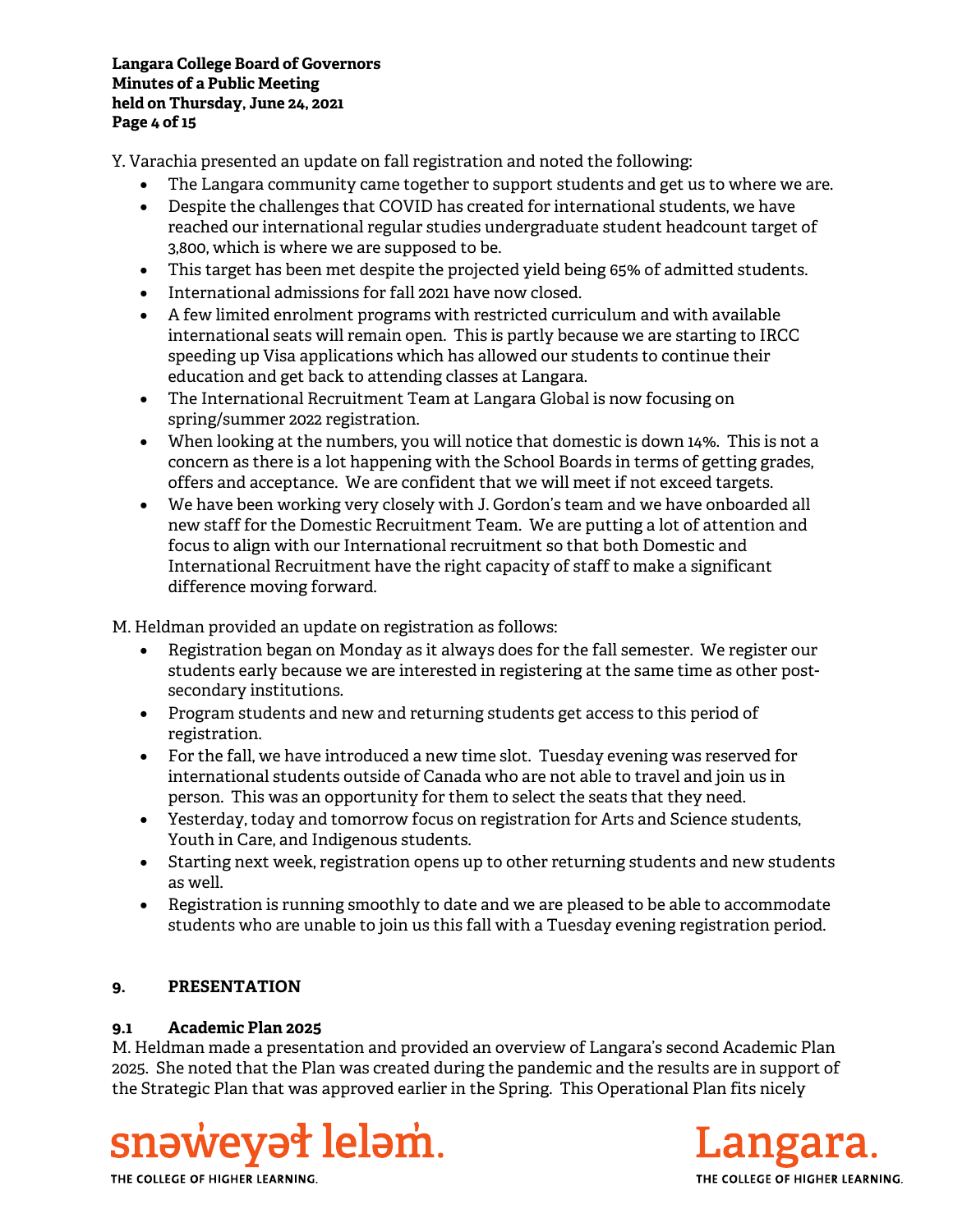Y. Varachia presented an update on fall registration and noted the following:

- The Langara community came together to support students and get us to where we are.
- Despite the challenges that COVID has created for international students, we have reached our international regular studies undergraduate student headcount target of 3,800, which is where we are supposed to be.
- This target has been met despite the projected yield being 65% of admitted students.
- International admissions for fall 2021 have now closed.
- A few limited enrolment programs with restricted curriculum and with available international seats will remain open. This is partly because we are starting to IRCC speeding up Visa applications which has allowed our students to continue their education and get back to attending classes at Langara.
- The International Recruitment Team at Langara Global is now focusing on spring/summer 2022 registration.
- When looking at the numbers, you will notice that domestic is down 14%. This is not a concern as there is a lot happening with the School Boards in terms of getting grades, offers and acceptance. We are confident that we will meet if not exceed targets.
- We have been working very closely with J. Gordon's team and we have onboarded all new staff for the Domestic Recruitment Team. We are putting a lot of attention and focus to align with our International recruitment so that both Domestic and International Recruitment have the right capacity of staff to make a significant difference moving forward.

M. Heldman provided an update on registration as follows:

- Registration began on Monday as it always does for the fall semester. We register our students early because we are interested in registering at the same time as other post-secondary institutions.
- Program students and new and returning students get access to this period of registration.
- For the fall, we have introduced a new time slot. Tuesday evening was reserved for international students outside of Canada who are not able to travel and join us in person. This was an opportunity for them to select the seats that they need.
- Yesterday, today and tomorrow focus on registration for Arts and Science students, Youth in Care, and Indigenous students.
- Starting next week, registration opens up to other returning students and new students as well.
- Registration is running smoothly to date and we are pleased to be able to accommodate students who are unable to join us this fall with a Tuesday evening registration period.

## 9. PRESENTATION

### 9.1 Academic Plan 2025

M. Heldman made a presentation and provided an overview of Langara's second Academic Plan 2025. She noted that the Plan was created during the pandemic and the results are in support of the Strategic Plan that was approved earlier in the Spring. This Operational Plan fits nicely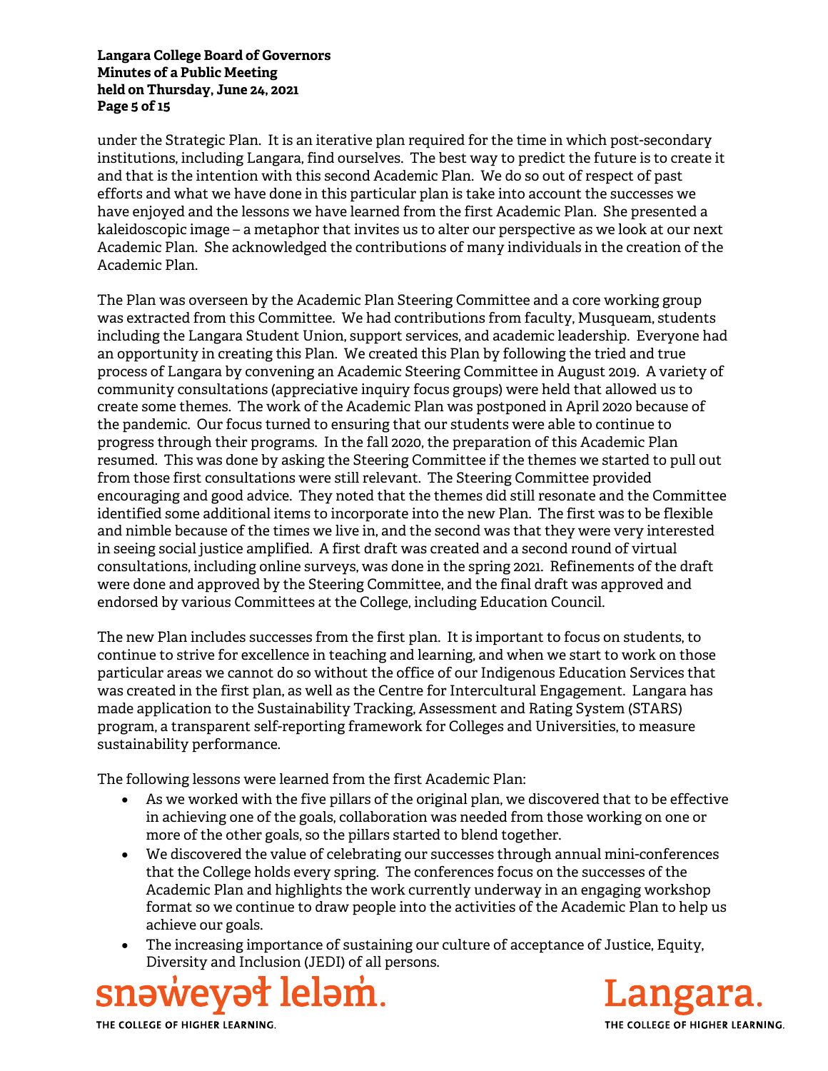under the Strategic Plan. It is an iterative plan required for the time in which post-secondary institutions, including Langara, find ourselves. The best way to predict the future is to create it and that is the intention with this second Academic Plan. We do so out of respect of past efforts and what we have done in this particular plan is take into account the successes we have enjoyed and the lessons we have learned from the first Academic Plan. She presented a kaleidoscopic image – a metaphor that invites us to alter our perspective as we look at our next Academic Plan. She acknowledged the contributions of many individuals in the creation of the Academic Plan.

The Plan was overseen by the Academic Plan Steering Committee and a core working group was extracted from this Committee. We had contributions from faculty, Musqueam, students including the Langara Student Union, support services, and academic leadership. Everyone had an opportunity in creating this Plan. We created this Plan by following the tried and true process of Langara by convening an Academic Steering Committee in August 2019. A variety of community consultations (appreciative inquiry focus groups) were held that allowed us to create some themes. The work of the Academic Plan was postponed in April 2020 because of the pandemic. Our focus turned to ensuring that our students were able to continue to progress through their programs. In the fall 2020, the preparation of this Academic Plan resumed. This was done by asking the Steering Committee if the themes we started to pull out from those first consultations were still relevant. The Steering Committee provided encouraging and good advice. They noted that the themes did still resonate and the Committee identified some additional items to incorporate into the new Plan. The first was to be flexible and nimble because of the times we live in, and the second was that they were very interested in seeing social justice amplified. A first draft was created and a second round of virtual consultations, including online surveys, was done in the spring 2021. Refinements of the draft were done and approved by the Steering Committee, and the final draft was approved and endorsed by various Committees at the College, including Education Council.

The new Plan includes successes from the first plan. It is important to focus on students, to continue to strive for excellence in teaching and learning, and when we start to work on those particular areas we cannot do so without the office of our Indigenous Education Services that was created in the first plan, as well as the Centre for Intercultural Engagement. Langara has made application to the Sustainability Tracking, Assessment and Rating System (STARS) program, a transparent self-reporting framework for Colleges and Universities, to measure sustainability performance.

The following lessons were learned from the first Academic Plan:

- As we worked with the five pillars of the original plan, we discovered that to be effective in achieving one of the goals, collaboration was needed from those working on one or more of the other goals, so the pillars started to blend together.
- We discovered the value of celebrating our successes through annual mini-conferences that the College holds every spring. The conferences focus on the successes of the Academic Plan and highlights the work currently underway in an engaging workshop format so we continue to draw people into the activities of the Academic Plan to help us achieve our goals.
- The increasing importance of sustaining our culture of acceptance of Justice, Equity, Diversity and Inclusion (JEDI) of all persons.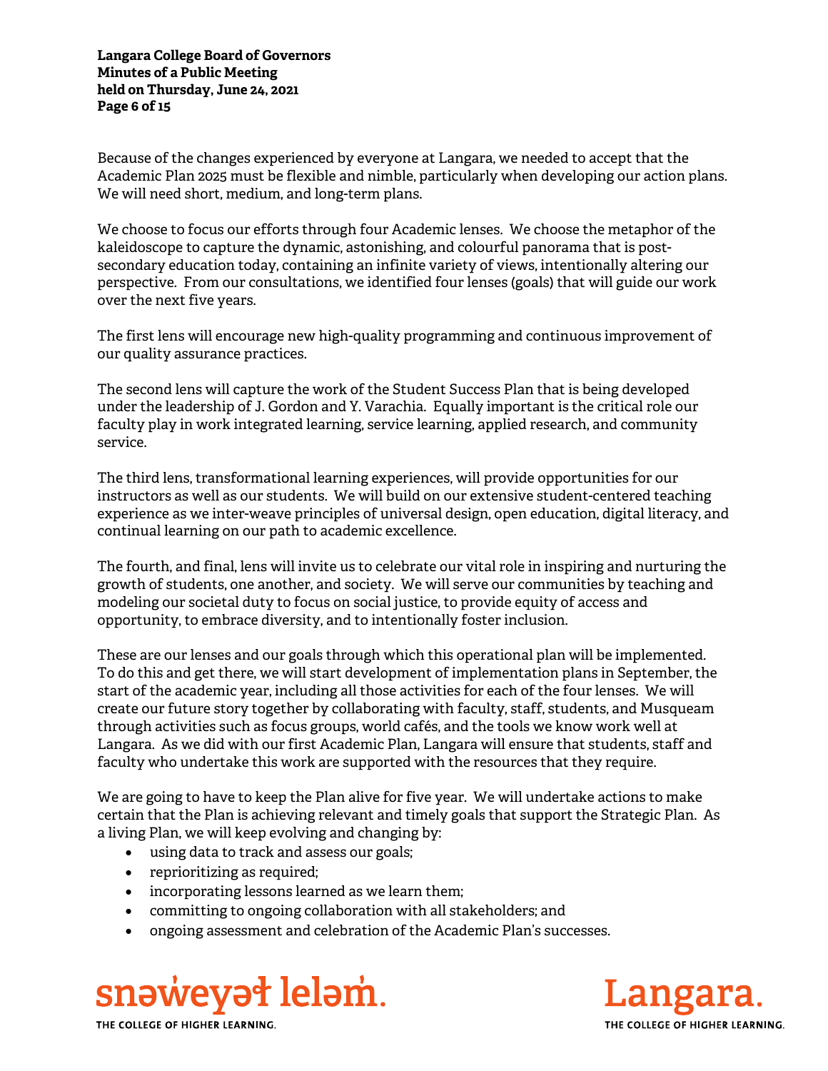Because of the changes experienced by everyone at Langara, we needed to accept that the Academic Plan 2025 must be flexible and nimble, particularly when developing our action plans. We will need short, medium, and long-term plans.

We choose to focus our efforts through four Academic lenses. We choose the metaphor of the kaleidoscope to capture the dynamic, astonishing, and colourful panorama that is post-secondary education today, containing an infinite variety of views, intentionally altering our perspective. From our consultations, we identified four lenses (goals) that will guide our work over the next five years.

The first lens will encourage new high-quality programming and continuous improvement of our quality assurance practices.

The second lens will capture the work of the Student Success Plan that is being developed under the leadership of J. Gordon and Y. Varachia. Equally important is the critical role our faculty play in work integrated learning, service learning, applied research, and community service.

The third lens, transformational learning experiences, will provide opportunities for our instructors as well as our students. We will build on our extensive student-centered teaching experience as we inter-weave principles of universal design, open education, digital literacy, and continual learning on our path to academic excellence.

The fourth, and final, lens will invite us to celebrate our vital role in inspiring and nurturing the growth of students, one another, and society. We will serve our communities by teaching and modeling our societal duty to focus on social justice, to provide equity of access and opportunity, to embrace diversity, and to intentionally foster inclusion.

These are our lenses and our goals through which this operational plan will be implemented. To do this and get there, we will start development of implementation plans in September, the start of the academic year, including all those activities for each of the four lenses. We will create our future story together by collaborating with faculty, staff, students, and Musqueam through activities such as focus groups, world cafés, and the tools we know work well at Langara. As we did with our first Academic Plan, Langara will ensure that students, staff and faculty who undertake this work are supported with the resources that they require.

We are going to have to keep the Plan alive for five year. We will undertake actions to make certain that the Plan is achieving relevant and timely goals that support the Strategic Plan. As a living Plan, we will keep evolving and changing by:

- using data to track and assess our goals;
- reprioritizing as required;
- incorporating lessons learned as we learn them;
- committing to ongoing collaboration with all stakeholders; and
- ongoing assessment and celebration of the Academic Plan's successes.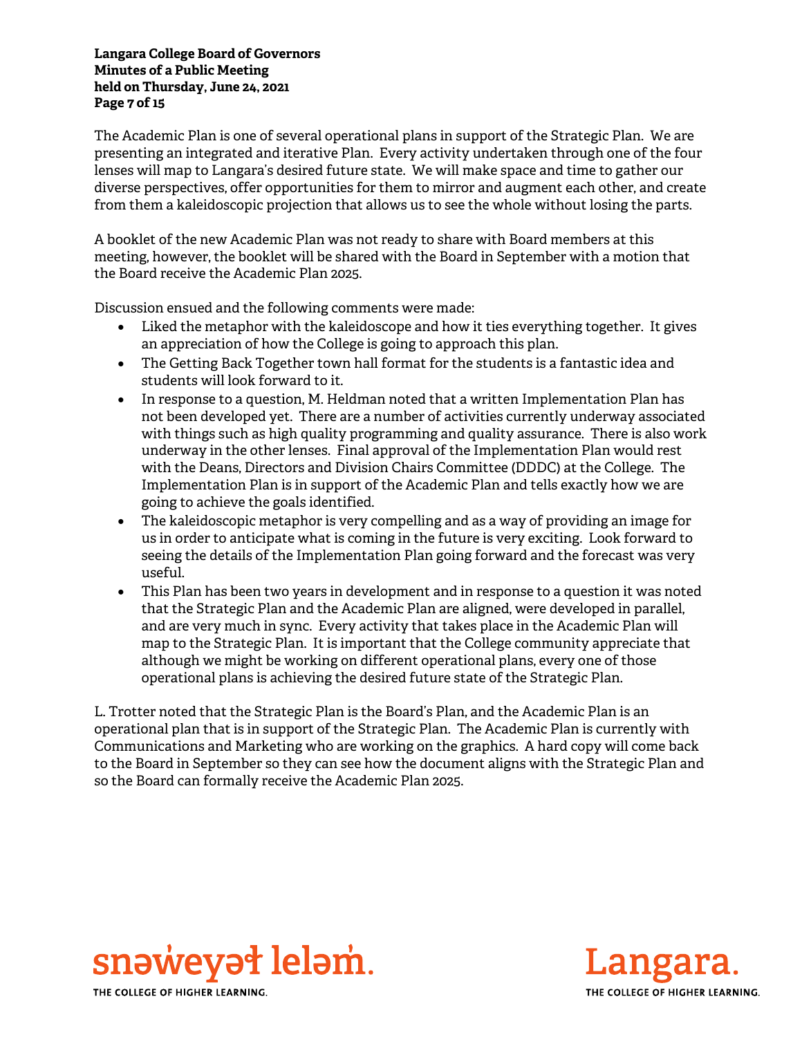The Academic Plan is one of several operational plans in support of the Strategic Plan. We are presenting an integrated and iterative Plan. Every activity undertaken through one of the four lenses will map to Langara's desired future state. We will make space and time to gather our diverse perspectives, offer opportunities for them to mirror and augment each other, and create from them a kaleidoscopic projection that allows us to see the whole without losing the parts.

A booklet of the new Academic Plan was not ready to share with Board members at this meeting, however, the booklet will be shared with the Board in September with a motion that the Board receive the Academic Plan 2025.

Discussion ensued and the following comments were made:

- Liked the metaphor with the kaleidoscope and how it ties everything together. It gives an appreciation of how the College is going to approach this plan.
- The Getting Back Together town hall format for the students is a fantastic idea and students will look forward to it.
- In response to a question, M. Heldman noted that a written Implementation Plan has not been developed yet. There are a number of activities currently underway associated with things such as high quality programming and quality assurance. There is also work underway in the other lenses. Final approval of the Implementation Plan would rest with the Deans, Directors and Division Chairs Committee (DDDC) at the College. The Implementation Plan is in support of the Academic Plan and tells exactly how we are going to achieve the goals identified.
- The kaleidoscopic metaphor is very compelling and as a way of providing an image for us in order to anticipate what is coming in the future is very exciting. Look forward to seeing the details of the Implementation Plan going forward and the forecast was very useful.
- This Plan has been two years in development and in response to a question it was noted that the Strategic Plan and the Academic Plan are aligned, were developed in parallel, and are very much in sync. Every activity that takes place in the Academic Plan will map to the Strategic Plan. It is important that the College community appreciate that although we might be working on different operational plans, every one of those operational plans is achieving the desired future state of the Strategic Plan.

L. Trotter noted that the Strategic Plan is the Board's Plan, and the Academic Plan is an operational plan that is in support of the Strategic Plan. The Academic Plan is currently with Communications and Marketing who are working on the graphics. A hard copy will come back to the Board in September so they can see how the document aligns with the Strategic Plan and so the Board can formally receive the Academic Plan 2025.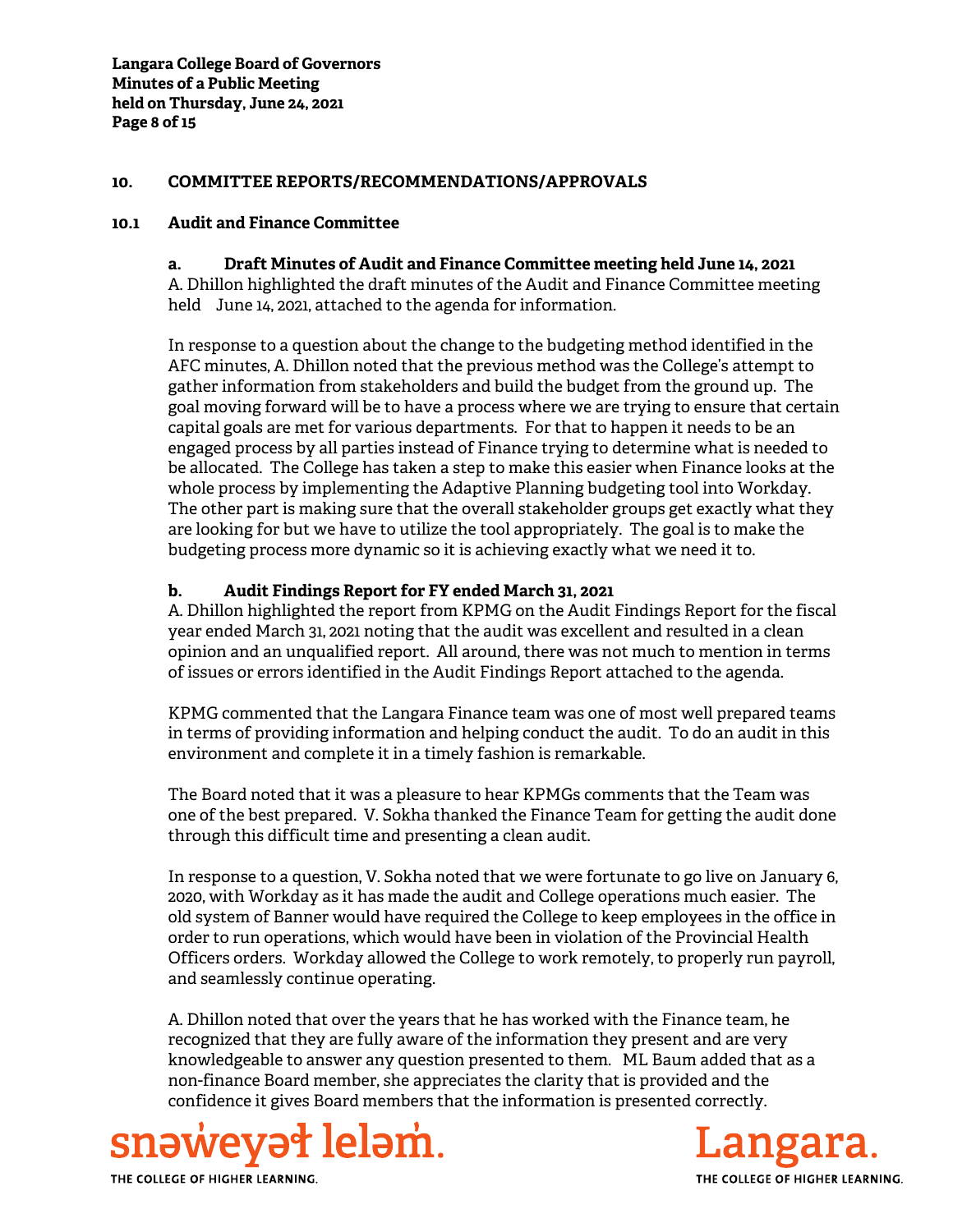## 10. COMMITTEE REPORTS/RECOMMENDATIONS/APPROVALS

### 10.1 Audit and Finance Committee

**a. Draft Minutes of Audit and Finance Committee meeting held June 14, 2021**

A. Dhillon highlighted the draft minutes of the Audit and Finance Committee meeting held June 14, 2021, attached to the agenda for information.

In response to a question about the change to the budgeting method identified in the AFC minutes, A. Dhillon noted that the previous method was the College's attempt to gather information from stakeholders and build the budget from the ground up. The goal moving forward will be to have a process where we are trying to ensure that certain capital goals are met for various departments. For that to happen it needs to be an engaged process by all parties instead of Finance trying to determine what is needed to be allocated. The College has taken a step to make this easier when Finance looks at the whole process by implementing the Adaptive Planning budgeting tool into Workday. The other part is making sure that the overall stakeholder groups get exactly what they are looking for but we have to utilize the tool appropriately. The goal is to make the budgeting process more dynamic so it is achieving exactly what we need it to.

**b. Audit Findings Report for FY ended March 31, 2021**

A. Dhillon highlighted the report from KPMG on the Audit Findings Report for the fiscal year ended March 31, 2021 noting that the audit was excellent and resulted in a clean opinion and an unqualified report. All around, there was not much to mention in terms of issues or errors identified in the Audit Findings Report attached to the agenda.

KPMG commented that the Langara Finance team was one of most well prepared teams in terms of providing information and helping conduct the audit. To do an audit in this environment and complete it in a timely fashion is remarkable.

The Board noted that it was a pleasure to hear KPMGs comments that the Team was one of the best prepared. V. Sokha thanked the Finance Team for getting the audit done through this difficult time and presenting a clean audit.

In response to a question, V. Sokha noted that we were fortunate to go live on January 6, 2020, with Workday as it has made the audit and College operations much easier. The old system of Banner would have required the College to keep employees in the office in order to run operations, which would have been in violation of the Provincial Health Officers orders. Workday allowed the College to work remotely, to properly run payroll, and seamlessly continue operating.

A. Dhillon noted that over the years that he has worked with the Finance team, he recognized that they are fully aware of the information they present and are very knowledgeable to answer any question presented to them. ML Baum added that as a non-finance Board member, she appreciates the clarity that is provided and the confidence it gives Board members that the information is presented correctly.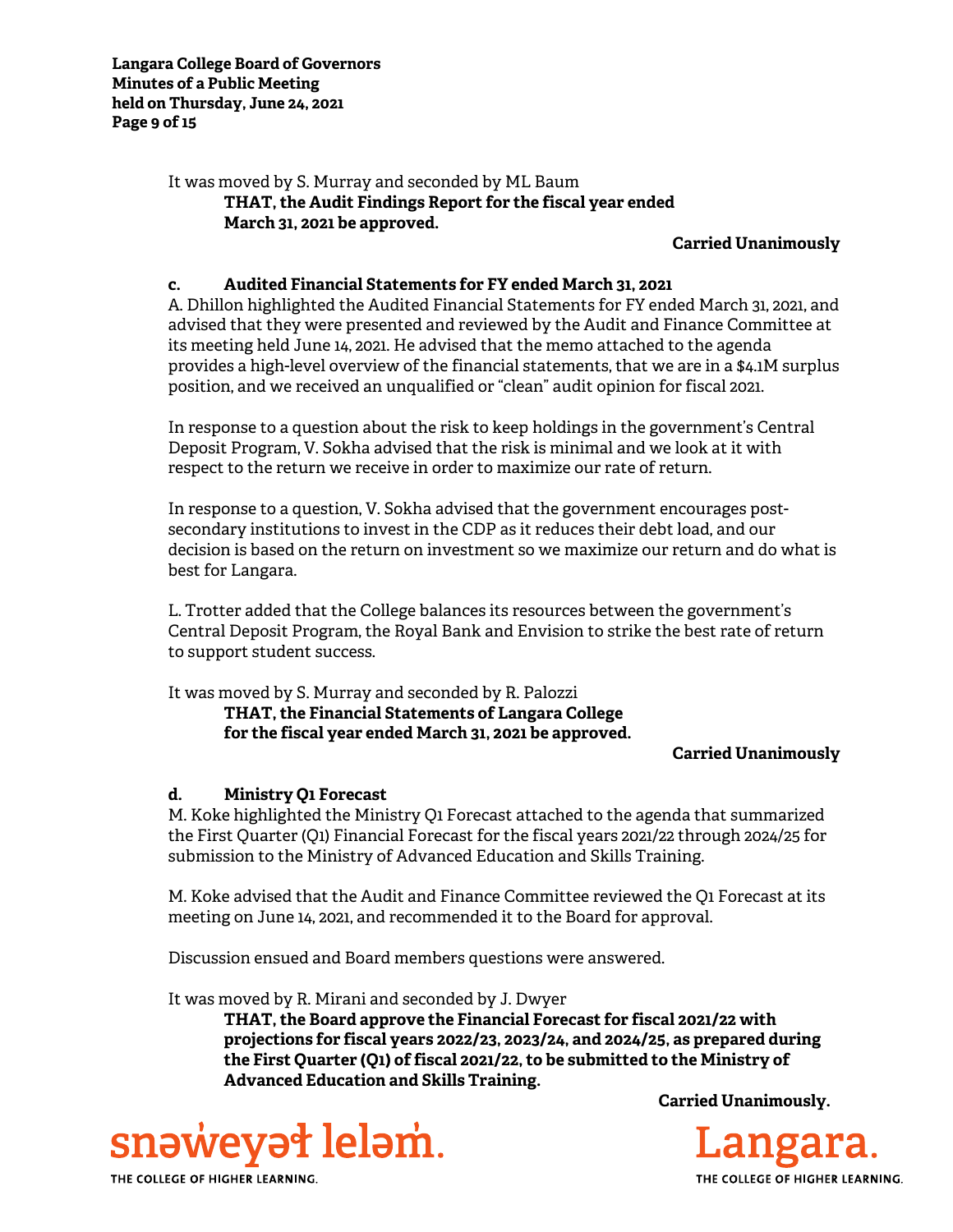It was moved by S. Murray and seconded by ML Baum

**THAT, the Audit Findings Report for the fiscal year ended March 31, 2021 be approved.**

**Carried Unanimously**

### c. Audited Financial Statements for FY ended March 31, 2021

A. Dhillon highlighted the Audited Financial Statements for FY ended March 31, 2021, and advised that they were presented and reviewed by the Audit and Finance Committee at its meeting held June 14, 2021. He advised that the memo attached to the agenda provides a high-level overview of the financial statements, that we are in a $4.1M surplus position, and we received an unqualified or "clean" audit opinion for fiscal 2021.

In response to a question about the risk to keep holdings in the government's Central Deposit Program, V. Sokha advised that the risk is minimal and we look at it with respect to the return we receive in order to maximize our rate of return.

In response to a question, V. Sokha advised that the government encourages post-secondary institutions to invest in the CDP as it reduces their debt load, and our decision is based on the return on investment so we maximize our return and do what is best for Langara.

L. Trotter added that the College balances its resources between the government's Central Deposit Program, the Royal Bank and Envision to strike the best rate of return to support student success.

It was moved by S. Murray and seconded by R. Palozzi

**THAT, the Financial Statements of Langara College for the fiscal year ended March 31, 2021 be approved.**

**Carried Unanimously**

### d. Ministry Q1 Forecast

M. Koke highlighted the Ministry Q1 Forecast attached to the agenda that summarized the First Quarter (Q1) Financial Forecast for the fiscal years 2021/22 through 2024/25 for submission to the Ministry of Advanced Education and Skills Training.

M. Koke advised that the Audit and Finance Committee reviewed the Q1 Forecast at its meeting on June 14, 2021, and recommended it to the Board for approval.

Discussion ensued and Board members questions were answered.

It was moved by R. Mirani and seconded by J. Dwyer

**THAT, the Board approve the Financial Forecast for fiscal 2021/22 with projections for fiscal years 2022/23, 2023/24, and 2024/25, as prepared during the First Quarter (Q1) of fiscal 2021/22, to be submitted to the Ministry of Advanced Education and Skills Training.**

**Carried Unanimously.**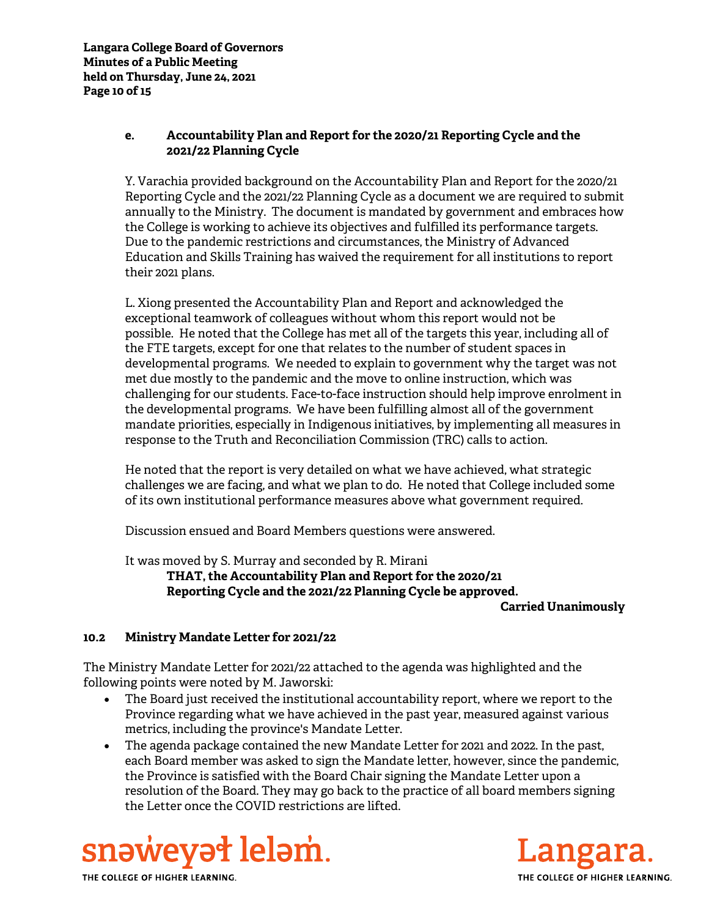**e. Accountability Plan and Report for the 2020/21 Reporting Cycle and the 2021/22 Planning Cycle**

Y. Varachia provided background on the Accountability Plan and Report for the 2020/21 Reporting Cycle and the 2021/22 Planning Cycle as a document we are required to submit annually to the Ministry. The document is mandated by government and embraces how the College is working to achieve its objectives and fulfilled its performance targets. Due to the pandemic restrictions and circumstances, the Ministry of Advanced Education and Skills Training has waived the requirement for all institutions to report their 2021 plans.

L. Xiong presented the Accountability Plan and Report and acknowledged the exceptional teamwork of colleagues without whom this report would not be possible. He noted that the College has met all of the targets this year, including all of the FTE targets, except for one that relates to the number of student spaces in developmental programs. We needed to explain to government why the target was not met due mostly to the pandemic and the move to online instruction, which was challenging for our students. Face-to-face instruction should help improve enrolment in the developmental programs. We have been fulfilling almost all of the government mandate priorities, especially in Indigenous initiatives, by implementing all measures in response to the Truth and Reconciliation Commission (TRC) calls to action.

He noted that the report is very detailed on what we have achieved, what strategic challenges we are facing, and what we plan to do. He noted that College included some of its own institutional performance measures above what government required.

Discussion ensued and Board Members questions were answered.

It was moved by S. Murray and seconded by R. Mirani

**THAT, the Accountability Plan and Report for the 2020/21 Reporting Cycle and the 2021/22 Planning Cycle be approved.**

**Carried Unanimously**

**10.2 Ministry Mandate Letter for 2021/22**

The Ministry Mandate Letter for 2021/22 attached to the agenda was highlighted and the following points were noted by M. Jaworski:

- The Board just received the institutional accountability report, where we report to the Province regarding what we have achieved in the past year, measured against various metrics, including the province's Mandate Letter.
- The agenda package contained the new Mandate Letter for 2021 and 2022. In the past, each Board member was asked to sign the Mandate letter, however, since the pandemic, the Province is satisfied with the Board Chair signing the Mandate Letter upon a resolution of the Board. They may go back to the practice of all board members signing the Letter once the COVID restrictions are lifted.

snəw̓eyəɬ leləm̓.
THE COLLEGE OF HIGHER LEARNING.

Langara.
THE COLLEGE OF HIGHER LEARNING.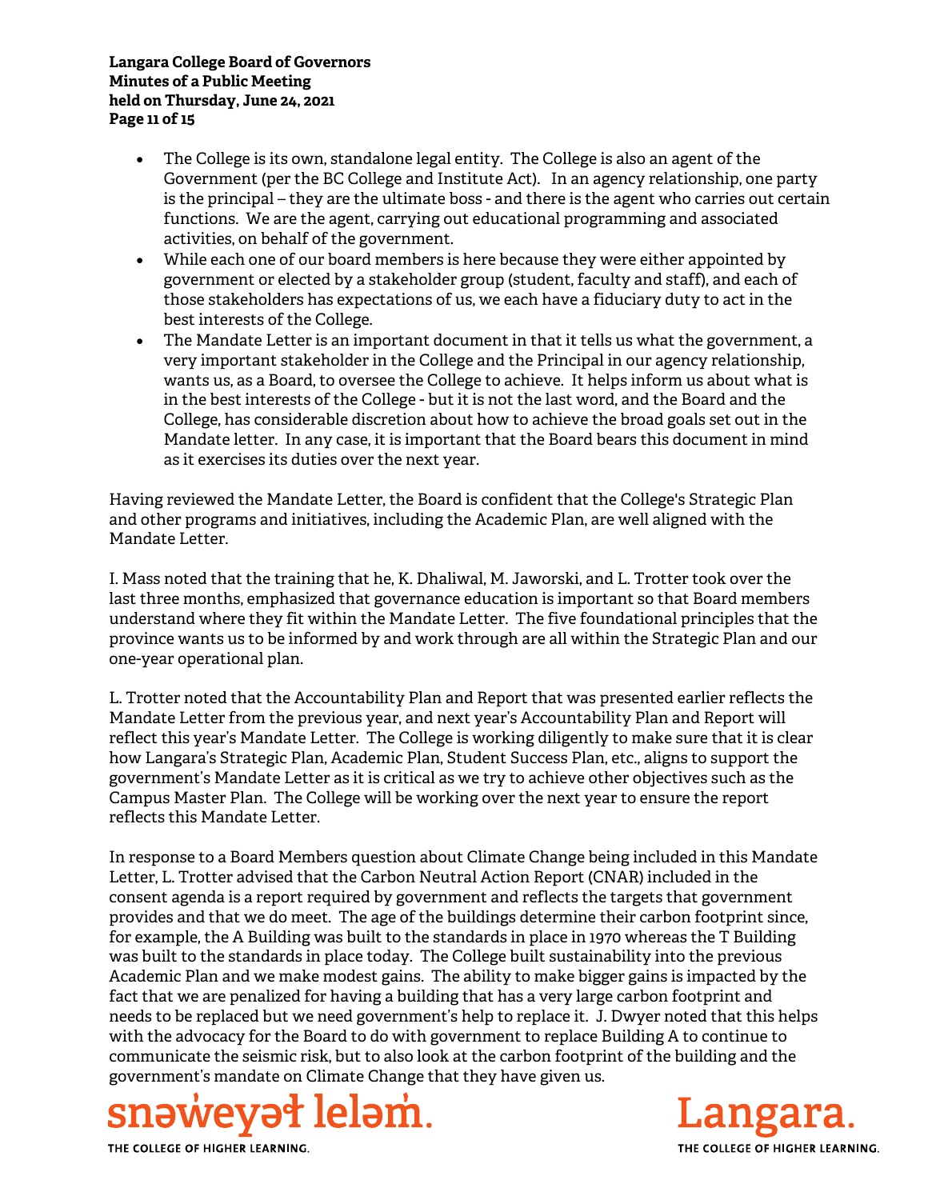- The College is its own, standalone legal entity. The College is also an agent of the Government (per the BC College and Institute Act). In an agency relationship, one party is the principal – they are the ultimate boss - and there is the agent who carries out certain functions. We are the agent, carrying out educational programming and associated activities, on behalf of the government.
- While each one of our board members is here because they were either appointed by government or elected by a stakeholder group (student, faculty and staff), and each of those stakeholders has expectations of us, we each have a fiduciary duty to act in the best interests of the College.
- The Mandate Letter is an important document in that it tells us what the government, a very important stakeholder in the College and the Principal in our agency relationship, wants us, as a Board, to oversee the College to achieve. It helps inform us about what is in the best interests of the College - but it is not the last word, and the Board and the College, has considerable discretion about how to achieve the broad goals set out in the Mandate letter. In any case, it is important that the Board bears this document in mind as it exercises its duties over the next year.

Having reviewed the Mandate Letter, the Board is confident that the College's Strategic Plan and other programs and initiatives, including the Academic Plan, are well aligned with the Mandate Letter.

I. Mass noted that the training that he, K. Dhaliwal, M. Jaworski, and L. Trotter took over the last three months, emphasized that governance education is important so that Board members understand where they fit within the Mandate Letter. The five foundational principles that the province wants us to be informed by and work through are all within the Strategic Plan and our one-year operational plan.

L. Trotter noted that the Accountability Plan and Report that was presented earlier reflects the Mandate Letter from the previous year, and next year's Accountability Plan and Report will reflect this year's Mandate Letter. The College is working diligently to make sure that it is clear how Langara's Strategic Plan, Academic Plan, Student Success Plan, etc., aligns to support the government's Mandate Letter as it is critical as we try to achieve other objectives such as the Campus Master Plan. The College will be working over the next year to ensure the report reflects this Mandate Letter.

In response to a Board Members question about Climate Change being included in this Mandate Letter, L. Trotter advised that the Carbon Neutral Action Report (CNAR) included in the consent agenda is a report required by government and reflects the targets that government provides and that we do meet. The age of the buildings determine their carbon footprint since, for example, the A Building was built to the standards in place in 1970 whereas the T Building was built to the standards in place today. The College built sustainability into the previous Academic Plan and we make modest gains. The ability to make bigger gains is impacted by the fact that we are penalized for having a building that has a very large carbon footprint and needs to be replaced but we need government's help to replace it. J. Dwyer noted that this helps with the advocacy for the Board to do with government to replace Building A to continue to communicate the seismic risk, but to also look at the carbon footprint of the building and the government's mandate on Climate Change that they have given us.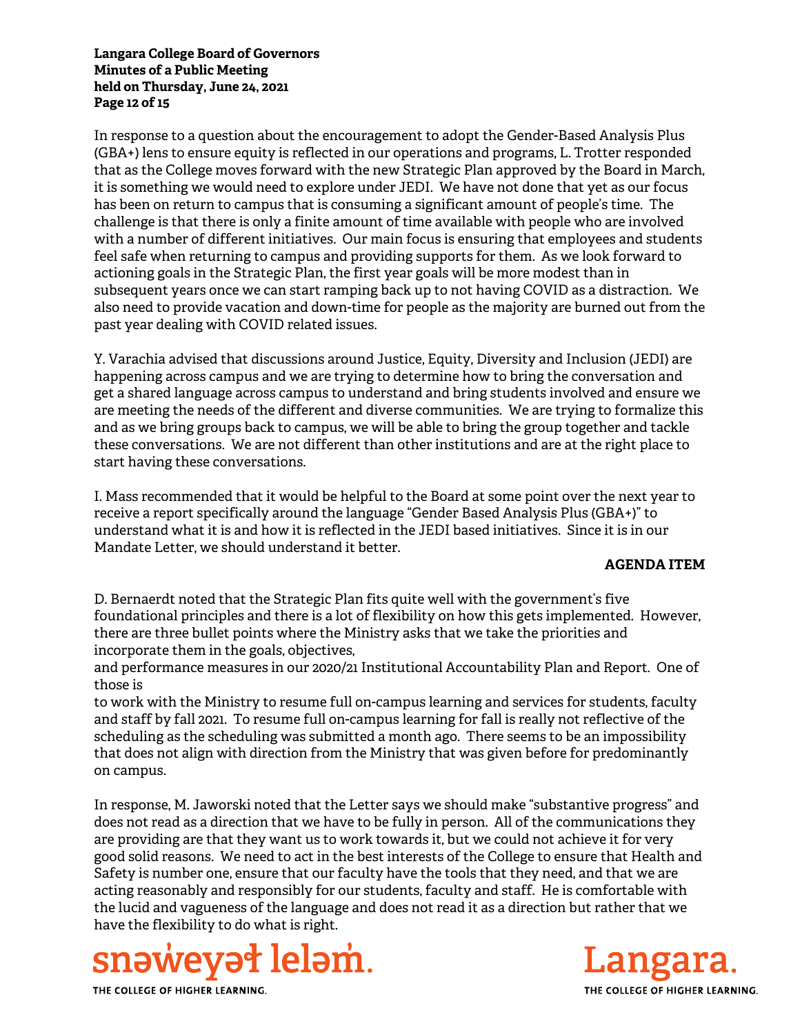In response to a question about the encouragement to adopt the Gender-Based Analysis Plus (GBA+) lens to ensure equity is reflected in our operations and programs, L. Trotter responded that as the College moves forward with the new Strategic Plan approved by the Board in March, it is something we would need to explore under JEDI. We have not done that yet as our focus has been on return to campus that is consuming a significant amount of people's time. The challenge is that there is only a finite amount of time available with people who are involved with a number of different initiatives. Our main focus is ensuring that employees and students feel safe when returning to campus and providing supports for them. As we look forward to actioning goals in the Strategic Plan, the first year goals will be more modest than in subsequent years once we can start ramping back up to not having COVID as a distraction. We also need to provide vacation and down-time for people as the majority are burned out from the past year dealing with COVID related issues.

Y. Varachia advised that discussions around Justice, Equity, Diversity and Inclusion (JEDI) are happening across campus and we are trying to determine how to bring the conversation and get a shared language across campus to understand and bring students involved and ensure we are meeting the needs of the different and diverse communities. We are trying to formalize this and as we bring groups back to campus, we will be able to bring the group together and tackle these conversations. We are not different than other institutions and are at the right place to start having these conversations.

I. Mass recommended that it would be helpful to the Board at some point over the next year to receive a report specifically around the language "Gender Based Analysis Plus (GBA+)" to understand what it is and how it is reflected in the JEDI based initiatives. Since it is in our Mandate Letter, we should understand it better.

**AGENDA ITEM**

D. Bernaerdt noted that the Strategic Plan fits quite well with the government's five foundational principles and there is a lot of flexibility on how this gets implemented. However, there are three bullet points where the Ministry asks that we take the priorities and incorporate them in the goals, objectives,
and performance measures in our 2020/21 Institutional Accountability Plan and Report. One of those is
to work with the Ministry to resume full on-campus learning and services for students, faculty and staff by fall 2021. To resume full on-campus learning for fall is really not reflective of the scheduling as the scheduling was submitted a month ago. There seems to be an impossibility that does not align with direction from the Ministry that was given before for predominantly on campus.

In response, M. Jaworski noted that the Letter says we should make "substantive progress" and does not read as a direction that we have to be fully in person. All of the communications they are providing are that they want us to work towards it, but we could not achieve it for very good solid reasons. We need to act in the best interests of the College to ensure that Health and Safety is number one, ensure that our faculty have the tools that they need, and that we are acting reasonably and responsibly for our students, faculty and staff. He is comfortable with the lucid and vagueness of the language and does not read it as a direction but rather that we have the flexibility to do what is right.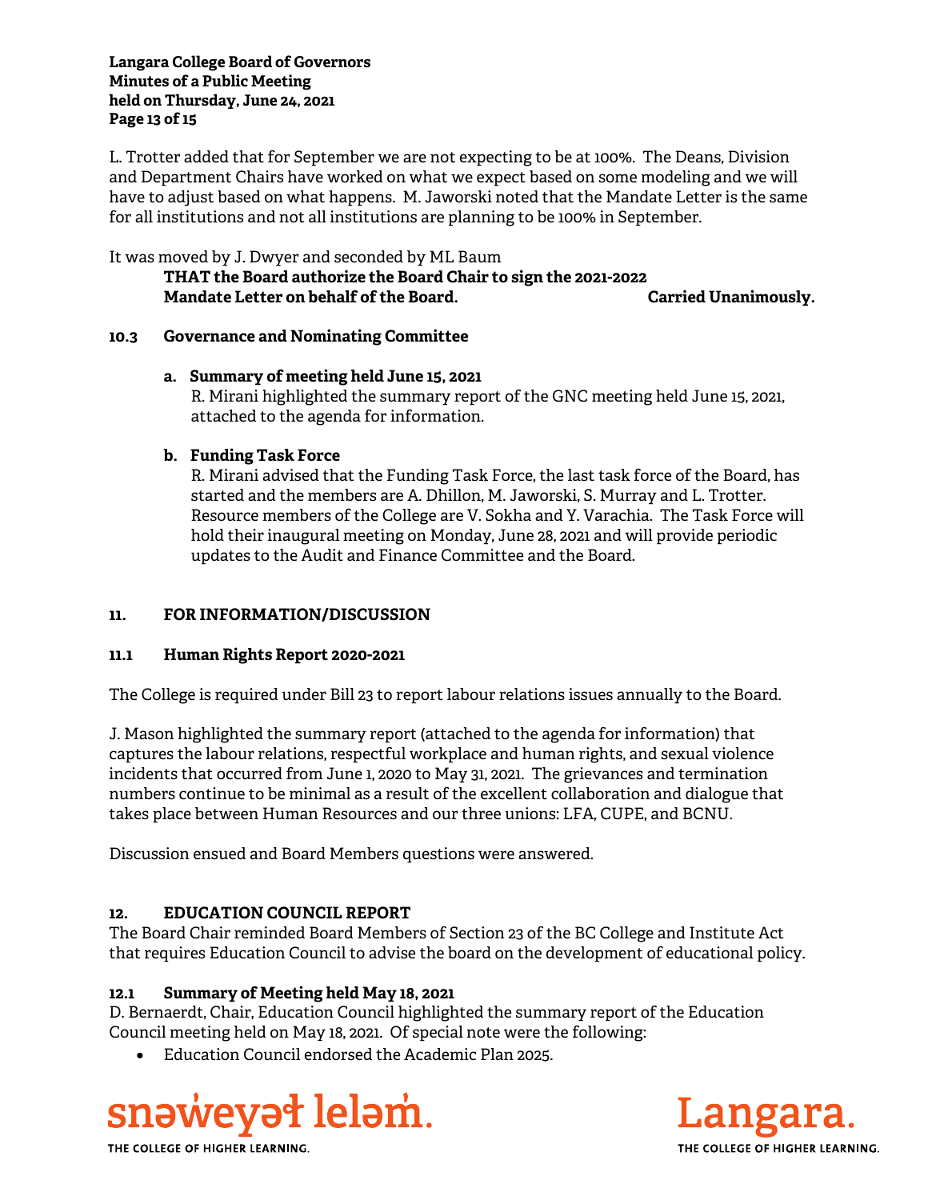L. Trotter added that for September we are not expecting to be at 100%. The Deans, Division and Department Chairs have worked on what we expect based on some modeling and we will have to adjust based on what happens. M. Jaworski noted that the Mandate Letter is the same for all institutions and not all institutions are planning to be 100% in September.

It was moved by J. Dwyer and seconded by ML Baum

> **THAT the Board authorize the Board Chair to sign the 2021-2022 Mandate Letter on behalf of the Board.** **Carried Unanimously.**

### 10.3 Governance and Nominating Committee

**a. Summary of meeting held June 15, 2021**

R. Mirani highlighted the summary report of the GNC meeting held June 15, 2021, attached to the agenda for information.

**b. Funding Task Force**

R. Mirani advised that the Funding Task Force, the last task force of the Board, has started and the members are A. Dhillon, M. Jaworski, S. Murray and L. Trotter. Resource members of the College are V. Sokha and Y. Varachia. The Task Force will hold their inaugural meeting on Monday, June 28, 2021 and will provide periodic updates to the Audit and Finance Committee and the Board.

## 11. FOR INFORMATION/DISCUSSION

### 11.1 Human Rights Report 2020-2021

The College is required under Bill 23 to report labour relations issues annually to the Board.

J. Mason highlighted the summary report (attached to the agenda for information) that captures the labour relations, respectful workplace and human rights, and sexual violence incidents that occurred from June 1, 2020 to May 31, 2021. The grievances and termination numbers continue to be minimal as a result of the excellent collaboration and dialogue that takes place between Human Resources and our three unions: LFA, CUPE, and BCNU.

Discussion ensued and Board Members questions were answered.

## 12. EDUCATION COUNCIL REPORT

The Board Chair reminded Board Members of Section 23 of the BC College and Institute Act that requires Education Council to advise the board on the development of educational policy.

### 12.1 Summary of Meeting held May 18, 2021

D. Bernaerdt, Chair, Education Council highlighted the summary report of the Education Council meeting held on May 18, 2021. Of special note were the following:

- Education Council endorsed the Academic Plan 2025.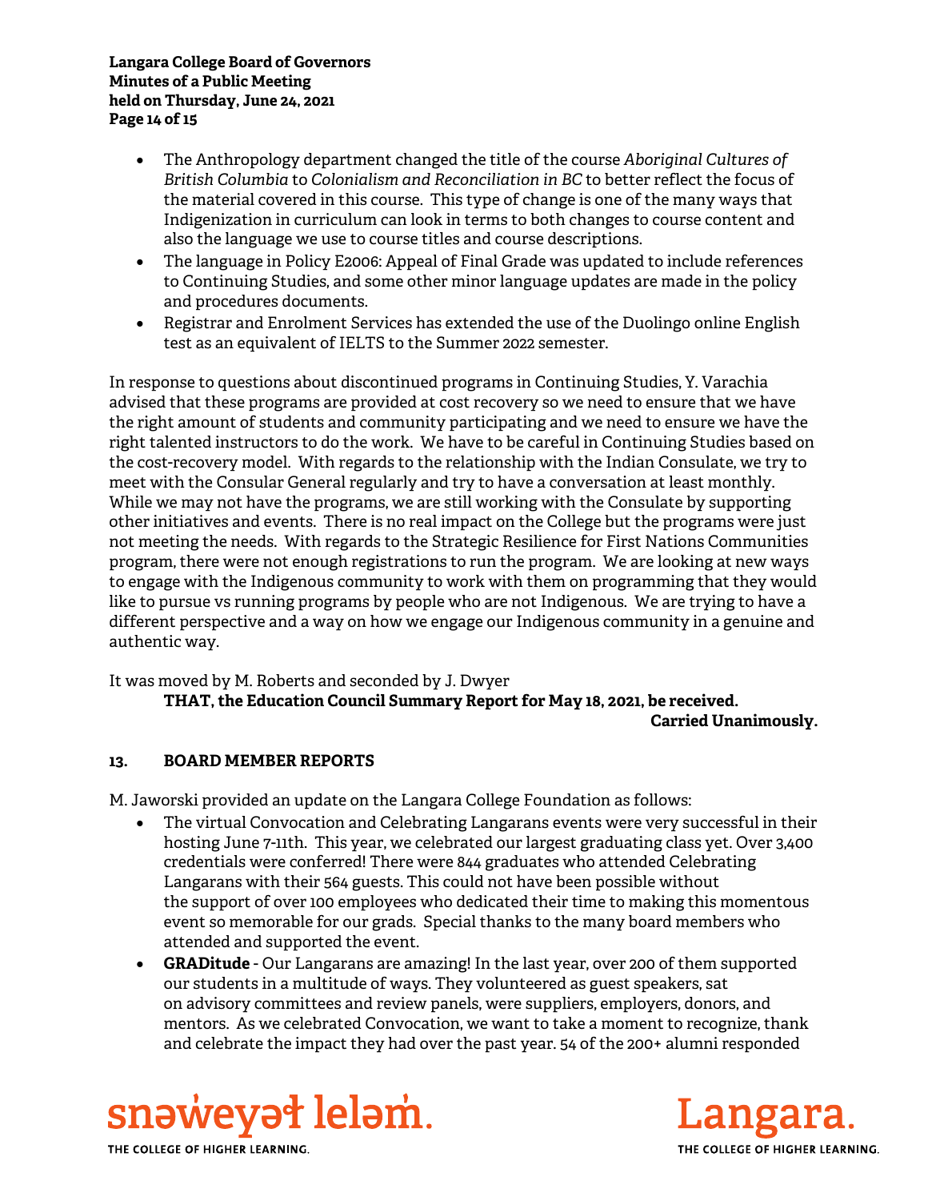- The Anthropology department changed the title of the course *Aboriginal Cultures of British Columbia* to *Colonialism and Reconciliation in BC* to better reflect the focus of the material covered in this course. This type of change is one of the many ways that Indigenization in curriculum can look in terms to both changes to course content and also the language we use to course titles and course descriptions.
- The language in Policy E2006: Appeal of Final Grade was updated to include references to Continuing Studies, and some other minor language updates are made in the policy and procedures documents.
- Registrar and Enrolment Services has extended the use of the Duolingo online English test as an equivalent of IELTS to the Summer 2022 semester.

In response to questions about discontinued programs in Continuing Studies, Y. Varachia advised that these programs are provided at cost recovery so we need to ensure that we have the right amount of students and community participating and we need to ensure we have the right talented instructors to do the work. We have to be careful in Continuing Studies based on the cost-recovery model. With regards to the relationship with the Indian Consulate, we try to meet with the Consular General regularly and try to have a conversation at least monthly. While we may not have the programs, we are still working with the Consulate by supporting other initiatives and events. There is no real impact on the College but the programs were just not meeting the needs. With regards to the Strategic Resilience for First Nations Communities program, there were not enough registrations to run the program. We are looking at new ways to engage with the Indigenous community to work with them on programming that they would like to pursue vs running programs by people who are not Indigenous. We are trying to have a different perspective and a way on how we engage our Indigenous community in a genuine and authentic way.

It was moved by M. Roberts and seconded by J. Dwyer

**THAT, the Education Council Summary Report for May 18, 2021, be received.**

**Carried Unanimously.**

## 13. BOARD MEMBER REPORTS

M. Jaworski provided an update on the Langara College Foundation as follows:

- The virtual Convocation and Celebrating Langarans events were very successful in their hosting June 7-11th. This year, we celebrated our largest graduating class yet. Over 3,400 credentials were conferred! There were 844 graduates who attended Celebrating Langarans with their 564 guests. This could not have been possible without the support of over 100 employees who dedicated their time to making this momentous event so memorable for our grads. Special thanks to the many board members who attended and supported the event.
- **GRADitude** - Our Langarans are amazing! In the last year, over 200 of them supported our students in a multitude of ways. They volunteered as guest speakers, sat on advisory committees and review panels, were suppliers, employers, donors, and mentors. As we celebrated Convocation, we want to take a moment to recognize, thank and celebrate the impact they had over the past year. 54 of the 200+ alumni responded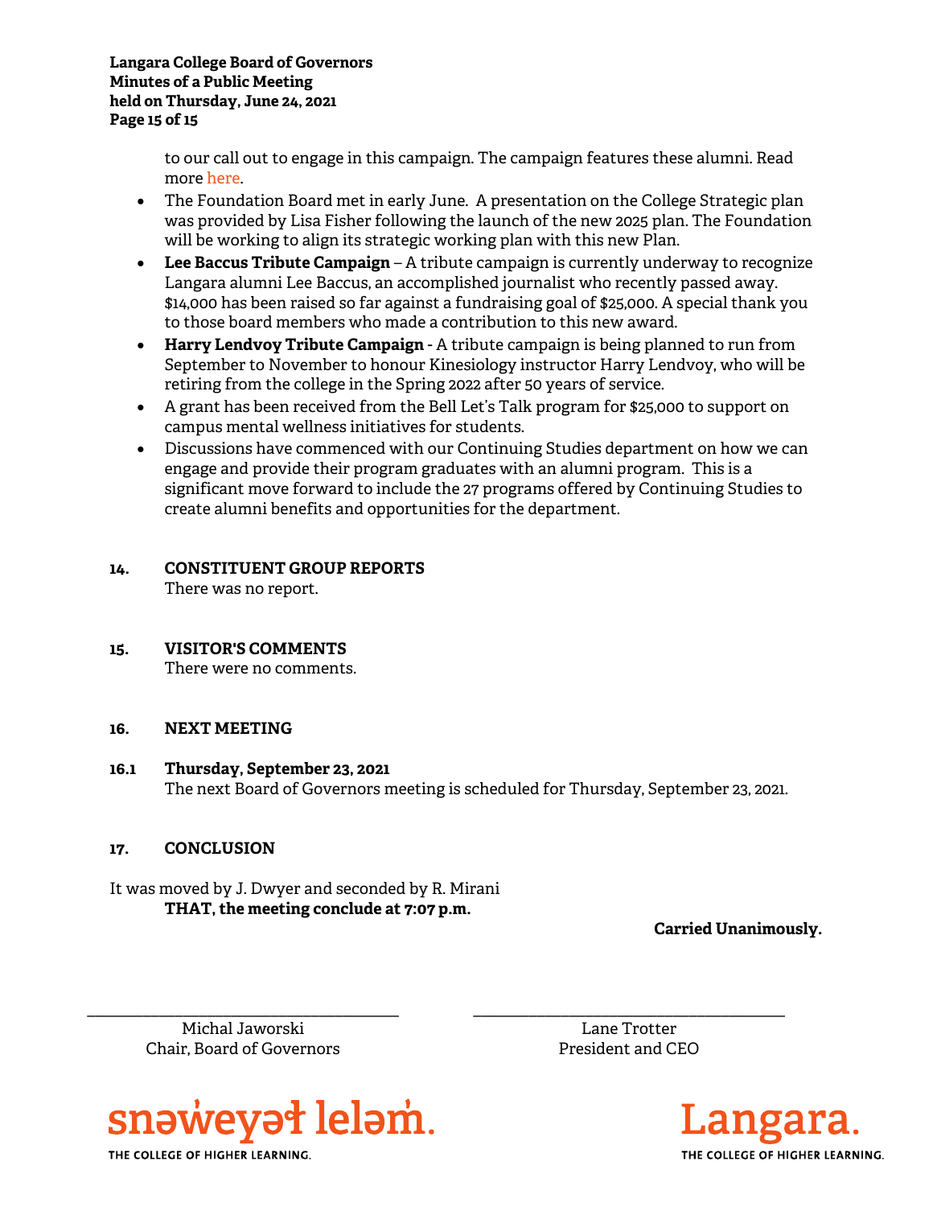to our call out to engage in this campaign. The campaign features these alumni. Read more here.

- The Foundation Board met in early June. A presentation on the College Strategic plan was provided by Lisa Fisher following the launch of the new 2025 plan. The Foundation will be working to align its strategic working plan with this new Plan.
- **Lee Baccus Tribute Campaign** – A tribute campaign is currently underway to recognize Langara alumni Lee Baccus, an accomplished journalist who recently passed away. $14,000 has been raised so far against a fundraising goal of $25,000. A special thank you to those board members who made a contribution to this new award.
- **Harry Lendvoy Tribute Campaign** - A tribute campaign is being planned to run from September to November to honour Kinesiology instructor Harry Lendvoy, who will be retiring from the college in the Spring 2022 after 50 years of service.
- A grant has been received from the Bell Let's Talk program for $25,000 to support on campus mental wellness initiatives for students.
- Discussions have commenced with our Continuing Studies department on how we can engage and provide their program graduates with an alumni program. This is a significant move forward to include the 27 programs offered by Continuing Studies to create alumni benefits and opportunities for the department.

## 14. CONSTITUENT GROUP REPORTS

There was no report.

## 15. VISITOR'S COMMENTS

There were no comments.

## 16. NEXT MEETING

### 16.1 Thursday, September 23, 2021

The next Board of Governors meeting is scheduled for Thursday, September 23, 2021.

## 17. CONCLUSION

It was moved by J. Dwyer and seconded by R. Mirani

**THAT, the meeting conclude at 7:07 p.m.**

**Carried Unanimously.**

\_\_\_\_\_\_\_\_\_\_\_\_\_\_\_\_\_\_\_\_\_\_\_\_\_\_\_\_\_\_
Michal Jaworski
Chair, Board of Governors

\_\_\_\_\_\_\_\_\_\_\_\_\_\_\_\_\_\_\_\_\_\_\_\_\_\_\_\_\_\_
Lane Trotter
President and CEO

snəw̓eyəɬ leləm̓.
THE COLLEGE OF HIGHER LEARNING.

Langara.
THE COLLEGE OF HIGHER LEARNING.